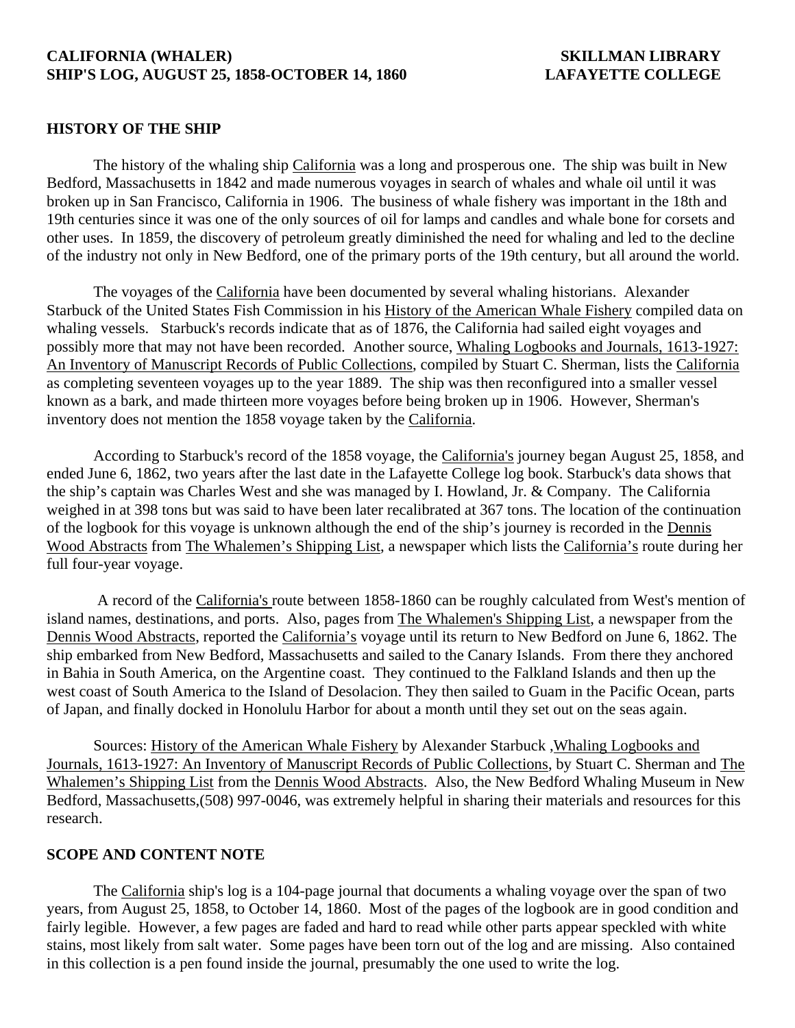**CALIFORNIA (WHALER)** **SKILLMAN LIBRARY**
**SHIP'S LOG, AUGUST 25, 1858-OCTOBER 14, 1860** **LAFAYETTE COLLEGE**

## HISTORY OF THE SHIP

The history of the whaling ship California was a long and prosperous one. The ship was built in New Bedford, Massachusetts in 1842 and made numerous voyages in search of whales and whale oil until it was broken up in San Francisco, California in 1906. The business of whale fishery was important in the 18th and 19th centuries since it was one of the only sources of oil for lamps and candles and whale bone for corsets and other uses. In 1859, the discovery of petroleum greatly diminished the need for whaling and led to the decline of the industry not only in New Bedford, one of the primary ports of the 19th century, but all around the world.

The voyages of the California have been documented by several whaling historians. Alexander Starbuck of the United States Fish Commission in his History of the American Whale Fishery compiled data on whaling vessels. Starbuck's records indicate that as of 1876, the California had sailed eight voyages and possibly more that may not have been recorded. Another source, Whaling Logbooks and Journals, 1613-1927: An Inventory of Manuscript Records of Public Collections, compiled by Stuart C. Sherman, lists the California as completing seventeen voyages up to the year 1889. The ship was then reconfigured into a smaller vessel known as a bark, and made thirteen more voyages before being broken up in 1906. However, Sherman's inventory does not mention the 1858 voyage taken by the California.

According to Starbuck's record of the 1858 voyage, the California's journey began August 25, 1858, and ended June 6, 1862, two years after the last date in the Lafayette College log book. Starbuck's data shows that the ship's captain was Charles West and she was managed by I. Howland, Jr. & Company. The California weighed in at 398 tons but was said to have been later recalibrated at 367 tons. The location of the continuation of the logbook for this voyage is unknown although the end of the ship's journey is recorded in the Dennis Wood Abstracts from The Whalemen's Shipping List, a newspaper which lists the California's route during her full four-year voyage.

A record of the California's route between 1858-1860 can be roughly calculated from West's mention of island names, destinations, and ports. Also, pages from The Whalemen's Shipping List, a newspaper from the Dennis Wood Abstracts, reported the California's voyage until its return to New Bedford on June 6, 1862. The ship embarked from New Bedford, Massachusetts and sailed to the Canary Islands. From there they anchored in Bahia in South America, on the Argentine coast. They continued to the Falkland Islands and then up the west coast of South America to the Island of Desolacion. They then sailed to Guam in the Pacific Ocean, parts of Japan, and finally docked in Honolulu Harbor for about a month until they set out on the seas again.

Sources: History of the American Whale Fishery by Alexander Starbuck ,Whaling Logbooks and Journals, 1613-1927: An Inventory of Manuscript Records of Public Collections, by Stuart C. Sherman and The Whalemen's Shipping List from the Dennis Wood Abstracts. Also, the New Bedford Whaling Museum in New Bedford, Massachusetts,(508) 997-0046, was extremely helpful in sharing their materials and resources for this research.

## SCOPE AND CONTENT NOTE

The California ship's log is a 104-page journal that documents a whaling voyage over the span of two years, from August 25, 1858, to October 14, 1860. Most of the pages of the logbook are in good condition and fairly legible. However, a few pages are faded and hard to read while other parts appear speckled with white stains, most likely from salt water. Some pages have been torn out of the log and are missing. Also contained in this collection is a pen found inside the journal, presumably the one used to write the log.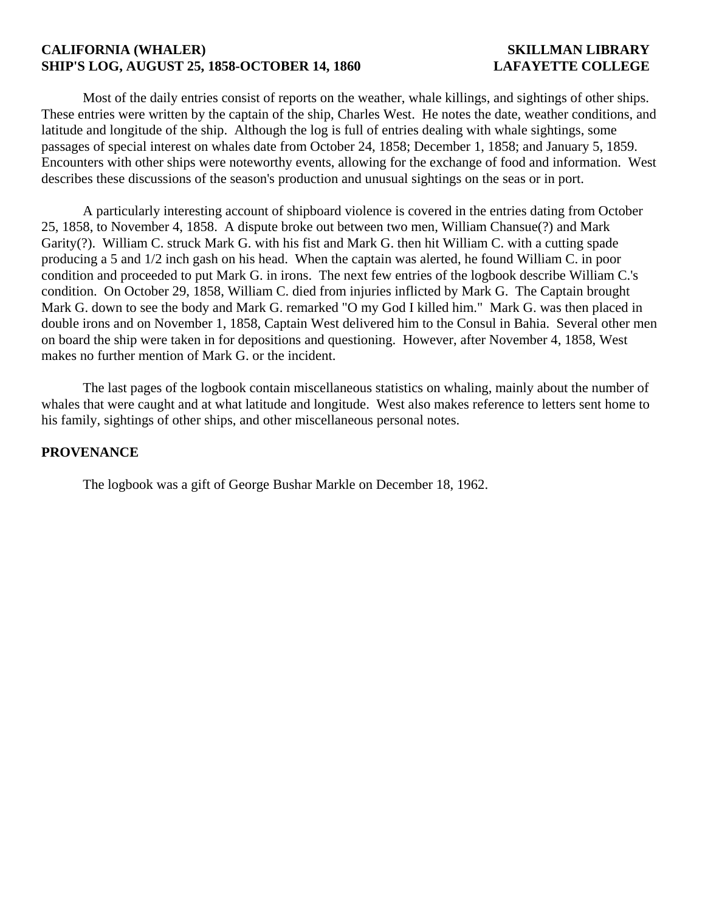Most of the daily entries consist of reports on the weather, whale killings, and sightings of other ships. These entries were written by the captain of the ship, Charles West. He notes the date, weather conditions, and latitude and longitude of the ship. Although the log is full of entries dealing with whale sightings, some passages of special interest on whales date from October 24, 1858; December 1, 1858; and January 5, 1859. Encounters with other ships were noteworthy events, allowing for the exchange of food and information. West describes these discussions of the season's production and unusual sightings on the seas or in port.

A particularly interesting account of shipboard violence is covered in the entries dating from October 25, 1858, to November 4, 1858. A dispute broke out between two men, William Chansue(?) and Mark Garity(?). William C. struck Mark G. with his fist and Mark G. then hit William C. with a cutting spade producing a 5 and 1/2 inch gash on his head. When the captain was alerted, he found William C. in poor condition and proceeded to put Mark G. in irons. The next few entries of the logbook describe William C.'s condition. On October 29, 1858, William C. died from injuries inflicted by Mark G. The Captain brought Mark G. down to see the body and Mark G. remarked "O my God I killed him." Mark G. was then placed in double irons and on November 1, 1858, Captain West delivered him to the Consul in Bahia. Several other men on board the ship were taken in for depositions and questioning. However, after November 4, 1858, West makes no further mention of Mark G. or the incident.

The last pages of the logbook contain miscellaneous statistics on whaling, mainly about the number of whales that were caught and at what latitude and longitude. West also makes reference to letters sent home to his family, sightings of other ships, and other miscellaneous personal notes.

## PROVENANCE

The logbook was a gift of George Bushar Markle on December 18, 1962.